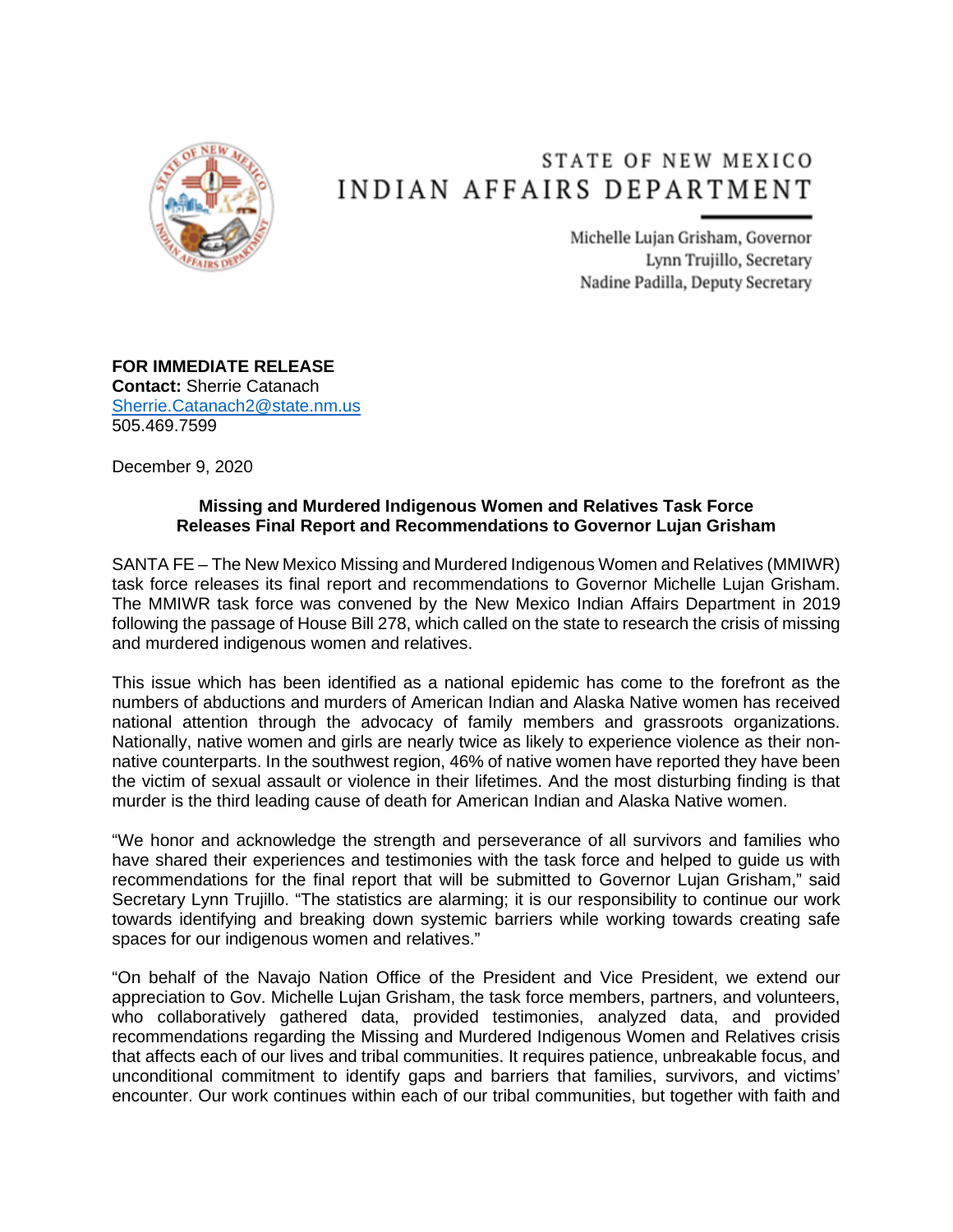# STATE OF NEW MEXICO
# INDIAN AFFAIRS DEPARTMENT

Michelle Lujan Grisham, Governor
Lynn Trujillo, Secretary
Nadine Padilla, Deputy Secretary

**FOR IMMEDIATE RELEASE**
**Contact:** Sherrie Catanach
Sherrie.Catanach2@state.nm.us
505.469.7599

December 9, 2020

**Missing and Murdered Indigenous Women and Relatives Task Force Releases Final Report and Recommendations to Governor Lujan Grisham**

SANTA FE – The New Mexico Missing and Murdered Indigenous Women and Relatives (MMIWR) task force releases its final report and recommendations to Governor Michelle Lujan Grisham. The MMIWR task force was convened by the New Mexico Indian Affairs Department in 2019 following the passage of House Bill 278, which called on the state to research the crisis of missing and murdered indigenous women and relatives.

This issue which has been identified as a national epidemic has come to the forefront as the numbers of abductions and murders of American Indian and Alaska Native women has received national attention through the advocacy of family members and grassroots organizations. Nationally, native women and girls are nearly twice as likely to experience violence as their non-native counterparts. In the southwest region, 46% of native women have reported they have been the victim of sexual assault or violence in their lifetimes. And the most disturbing finding is that murder is the third leading cause of death for American Indian and Alaska Native women.

"We honor and acknowledge the strength and perseverance of all survivors and families who have shared their experiences and testimonies with the task force and helped to guide us with recommendations for the final report that will be submitted to Governor Lujan Grisham," said Secretary Lynn Trujillo. "The statistics are alarming; it is our responsibility to continue our work towards identifying and breaking down systemic barriers while working towards creating safe spaces for our indigenous women and relatives."

"On behalf of the Navajo Nation Office of the President and Vice President, we extend our appreciation to Gov. Michelle Lujan Grisham, the task force members, partners, and volunteers, who collaboratively gathered data, provided testimonies, analyzed data, and provided recommendations regarding the Missing and Murdered Indigenous Women and Relatives crisis that affects each of our lives and tribal communities. It requires patience, unbreakable focus, and unconditional commitment to identify gaps and barriers that families, survivors, and victims' encounter. Our work continues within each of our tribal communities, but together with faith and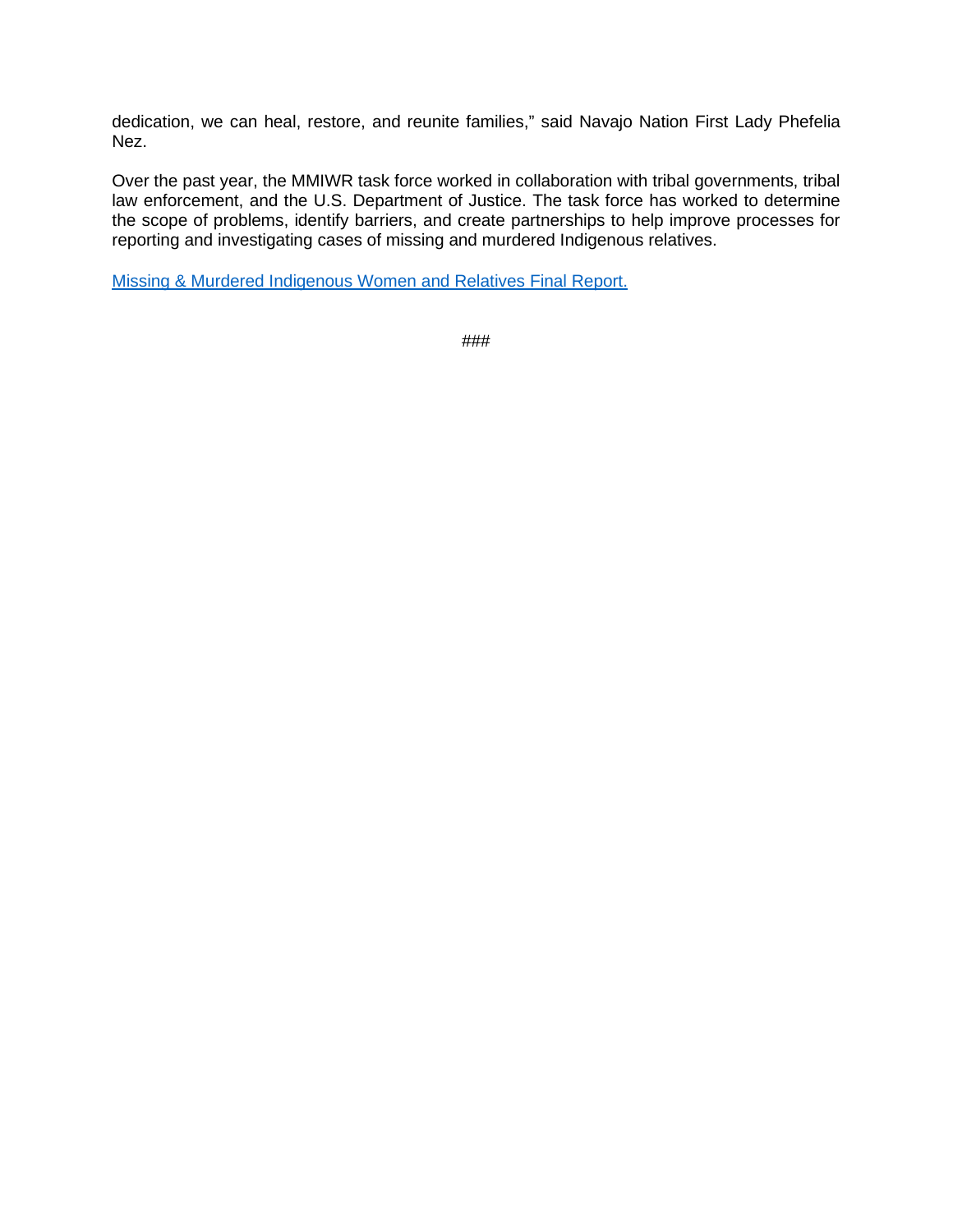dedication, we can heal, restore, and reunite families," said Navajo Nation First Lady Phefelia Nez.

Over the past year, the MMIWR task force worked in collaboration with tribal governments, tribal law enforcement, and the U.S. Department of Justice. The task force has worked to determine the scope of problems, identify barriers, and create partnerships to help improve processes for reporting and investigating cases of missing and murdered Indigenous relatives.

Missing & Murdered Indigenous Women and Relatives Final Report.

###